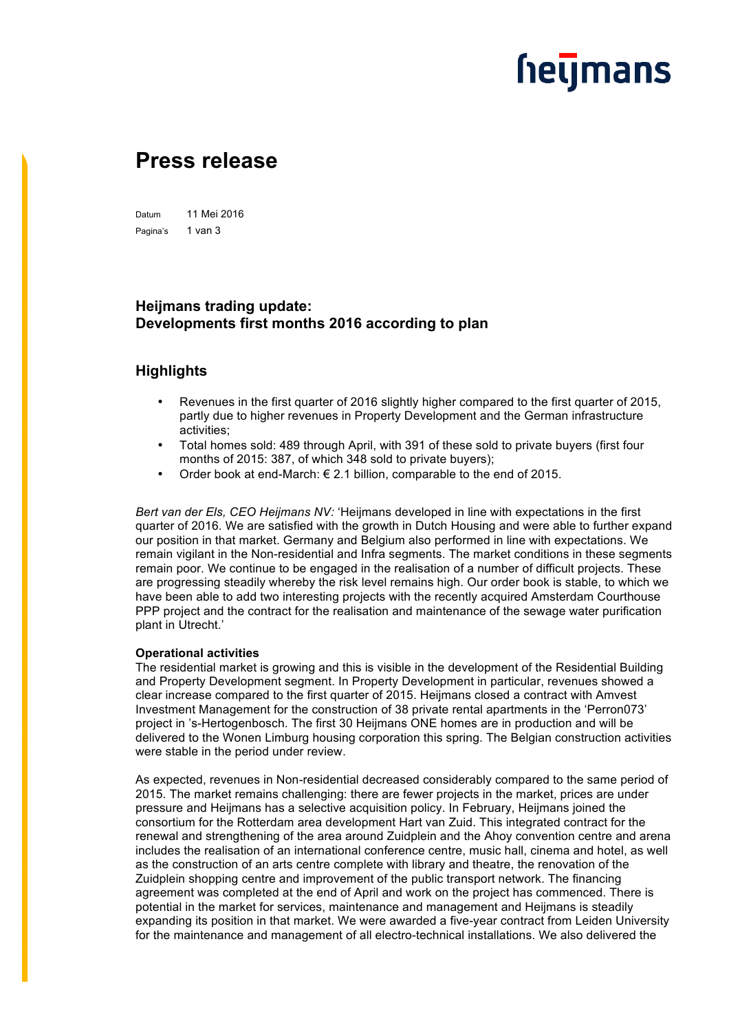# Press release

Datum 11 Mei 2016

## Heijmans trading update:
## Developments first months 2016 according to plan

## Highlights

- Revenues in the first quarter of 2016 slightly higher compared to the first quarter of 2015, partly due to higher revenues in Property Development and the German infrastructure activities;
- Total homes sold: 489 through April, with 391 of these sold to private buyers (first four months of 2015: 387, of which 348 sold to private buyers);
- Order book at end-March: € 2.1 billion, comparable to the end of 2015.

*Bert van der Els, CEO Heijmans NV:* 'Heijmans developed in line with expectations in the first quarter of 2016. We are satisfied with the growth in Dutch Housing and were able to further expand our position in that market. Germany and Belgium also performed in line with expectations. We remain vigilant in the Non-residential and Infra segments. The market conditions in these segments remain poor. We continue to be engaged in the realisation of a number of difficult projects. These are progressing steadily whereby the risk level remains high. Our order book is stable, to which we have been able to add two interesting projects with the recently acquired Amsterdam Courthouse PPP project and the contract for the realisation and maintenance of the sewage water purification plant in Utrecht.'

**Operational activities**

The residential market is growing and this is visible in the development of the Residential Building and Property Development segment. In Property Development in particular, revenues showed a clear increase compared to the first quarter of 2015. Heijmans closed a contract with Amvest Investment Management for the construction of 38 private rental apartments in the 'Perron073' project in 's-Hertogenbosch. The first 30 Heijmans ONE homes are in production and will be delivered to the Wonen Limburg housing corporation this spring. The Belgian construction activities were stable in the period under review.

As expected, revenues in Non-residential decreased considerably compared to the same period of 2015. The market remains challenging: there are fewer projects in the market, prices are under pressure and Heijmans has a selective acquisition policy. In February, Heijmans joined the consortium for the Rotterdam area development Hart van Zuid. This integrated contract for the renewal and strengthening of the area around Zuidplein and the Ahoy convention centre and arena includes the realisation of an international conference centre, music hall, cinema and hotel, as well as the construction of an arts centre complete with library and theatre, the renovation of the Zuidplein shopping centre and improvement of the public transport network. The financing agreement was completed at the end of April and work on the project has commenced. There is potential in the market for services, maintenance and management and Heijmans is steadily expanding its position in that market. We were awarded a five-year contract from Leiden University for the maintenance and management of all electro-technical installations. We also delivered the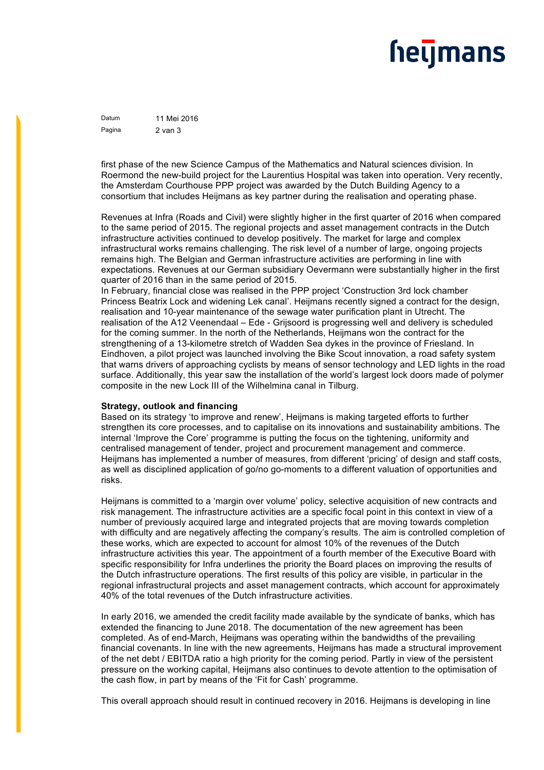first phase of the new Science Campus of the Mathematics and Natural sciences division. In Roermond the new-build project for the Laurentius Hospital was taken into operation. Very recently, the Amsterdam Courthouse PPP project was awarded by the Dutch Building Agency to a consortium that includes Heijmans as key partner during the realisation and operating phase.

Revenues at Infra (Roads and Civil) were slightly higher in the first quarter of 2016 when compared to the same period of 2015. The regional projects and asset management contracts in the Dutch infrastructure activities continued to develop positively. The market for large and complex infrastructural works remains challenging. The risk level of a number of large, ongoing projects remains high. The Belgian and German infrastructure activities are performing in line with expectations. Revenues at our German subsidiary Oevermann were substantially higher in the first quarter of 2016 than in the same period of 2015.
In February, financial close was realised in the PPP project 'Construction 3rd lock chamber Princess Beatrix Lock and widening Lek canal'. Heijmans recently signed a contract for the design, realisation and 10-year maintenance of the sewage water purification plant in Utrecht. The realisation of the A12 Veenendaal – Ede - Grijsoord is progressing well and delivery is scheduled for the coming summer. In the north of the Netherlands, Heijmans won the contract for the strengthening of a 13-kilometre stretch of Wadden Sea dykes in the province of Friesland. In Eindhoven, a pilot project was launched involving the Bike Scout innovation, a road safety system that warns drivers of approaching cyclists by means of sensor technology and LED lights in the road surface. Additionally, this year saw the installation of the world's largest lock doors made of polymer composite in the new Lock III of the Wilhelmina canal in Tilburg.

**Strategy, outlook and financing**
Based on its strategy 'to improve and renew', Heijmans is making targeted efforts to further strengthen its core processes, and to capitalise on its innovations and sustainability ambitions. The internal 'Improve the Core' programme is putting the focus on the tightening, uniformity and centralised management of tender, project and procurement management and commerce. Heijmans has implemented a number of measures, from different 'pricing' of design and staff costs, as well as disciplined application of go/no go-moments to a different valuation of opportunities and risks.

Heijmans is committed to a 'margin over volume' policy, selective acquisition of new contracts and risk management. The infrastructure activities are a specific focal point in this context in view of a number of previously acquired large and integrated projects that are moving towards completion with difficulty and are negatively affecting the company's results. The aim is controlled completion of these works, which are expected to account for almost 10% of the revenues of the Dutch infrastructure activities this year. The appointment of a fourth member of the Executive Board with specific responsibility for Infra underlines the priority the Board places on improving the results of the Dutch infrastructure operations. The first results of this policy are visible, in particular in the regional infrastructural projects and asset management contracts, which account for approximately 40% of the total revenues of the Dutch infrastructure activities.

In early 2016, we amended the credit facility made available by the syndicate of banks, which has extended the financing to June 2018. The documentation of the new agreement has been completed. As of end-March, Heijmans was operating within the bandwidths of the prevailing financial covenants. In line with the new agreements, Heijmans has made a structural improvement of the net debt / EBITDA ratio a high priority for the coming period. Partly in view of the persistent pressure on the working capital, Heijmans also continues to devote attention to the optimisation of the cash flow, in part by means of the 'Fit for Cash' programme.

This overall approach should result in continued recovery in 2016. Heijmans is developing in line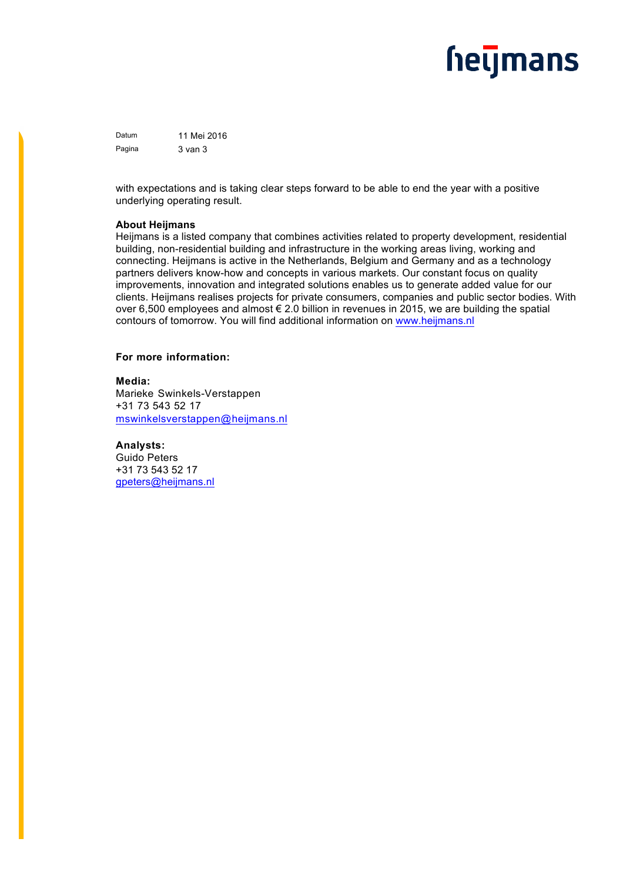with expectations and is taking clear steps forward to be able to end the year with a positive underlying operating result.

**About Heijmans**
Heijmans is a listed company that combines activities related to property development, residential building, non-residential building and infrastructure in the working areas living, working and connecting. Heijmans is active in the Netherlands, Belgium and Germany and as a technology partners delivers know-how and concepts in various markets. Our constant focus on quality improvements, innovation and integrated solutions enables us to generate added value for our clients. Heijmans realises projects for private consumers, companies and public sector bodies. With over 6,500 employees and almost € 2.0 billion in revenues in 2015, we are building the spatial contours of tomorrow. You will find additional information on www.heijmans.nl

**For more information:**

**Media:**
Marieke Swinkels-Verstappen
+31 73 543 52 17
mswinkelsverstappen@heijmans.nl

**Analysts:**
Guido Peters
+31 73 543 52 17
gpeters@heijmans.nl